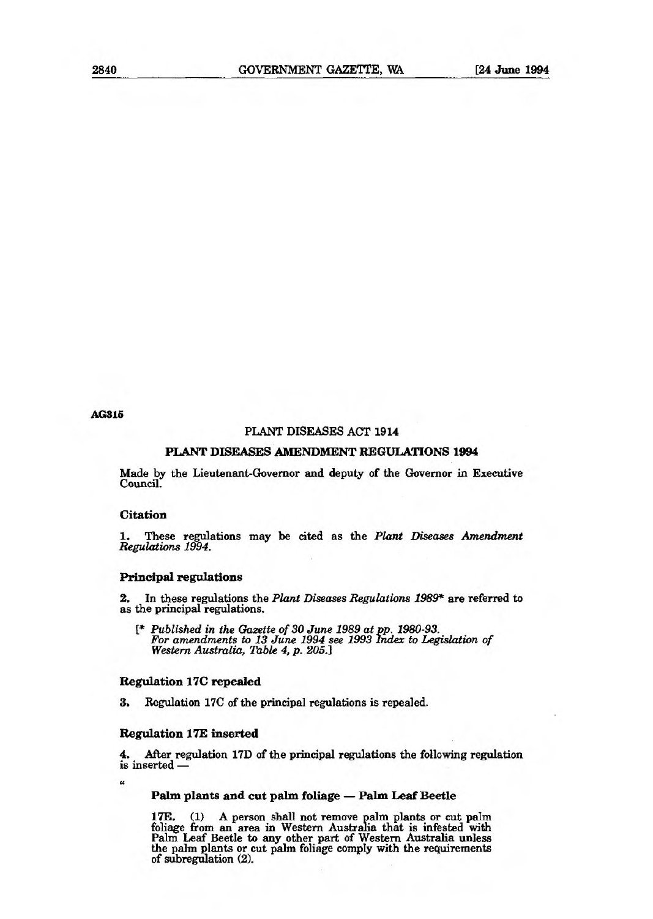AG315

# PLANT DISEASES ACT 1914

## PLANT DISEASES AMENDMENT REGULATIONS 1994

Made by the Lieutenant-Governor and deputy of the Governor in Executive Council.

### Citation

1. These regulations may be cited as the *Plant Diseases Amendment Regulations 1994*.

### Principal regulations

2. In these regulations the *Plant Diseases Regulations 1989** are referred to as the principal regulations.

[* *Published in the Gazette of 30 June 1989 at pp. 1980-93. For amendments to 13 June 1994 see 1993 Index to Legislation of Western Australia, Table 4, p. 205.*]

### Regulation 17C repealed

3. Regulation 17C of the principal regulations is repealed.

### Regulation 17E inserted

4. After regulation 17D of the principal regulations the following regulation is inserted —

"

**Palm plants and cut palm foliage — Palm Leaf Beetle**

17E. (1) A person shall not remove palm plants or cut palm foliage from an area in Western Australia that is infested with Palm Leaf Beetle to any other part of Western Australia unless the palm plants or cut palm foliage comply with the requirements of subregulation (2).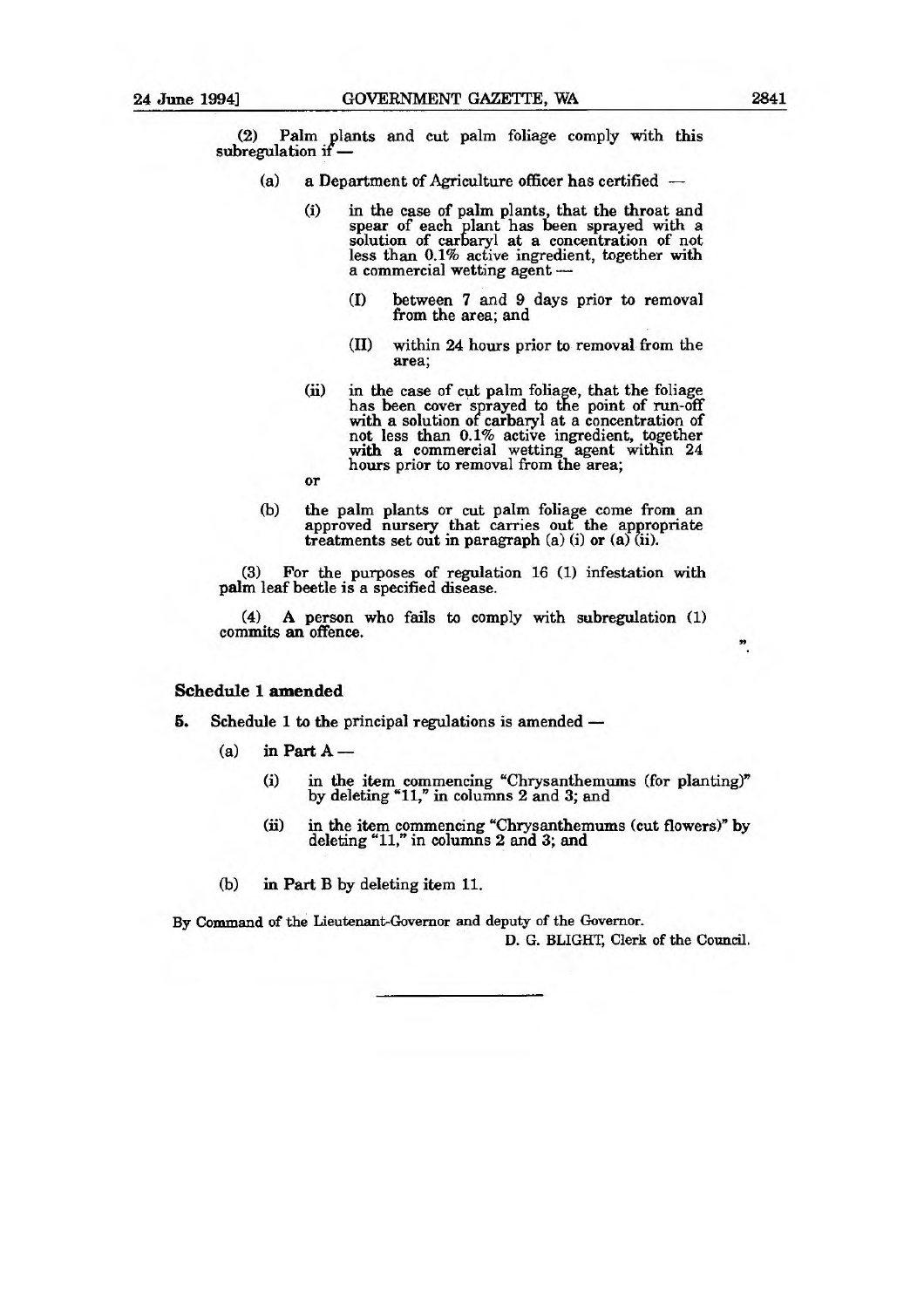(2) Palm plants and cut palm foliage comply with this subregulation if —

(a) a Department of Agriculture officer has certified —

(i) in the case of palm plants, that the throat and spear of each plant has been sprayed with a solution of carbaryl at a concentration of not less than 0.1% active ingredient, together with a commercial wetting agent —

(I) between 7 and 9 days prior to removal from the area; and

(II) within 24 hours prior to removal from the area;

(ii) in the case of cut palm foliage, that the foliage has been cover sprayed to the point of run-off with a solution of carbaryl at a concentration of not less than 0.1% active ingredient, together with a commercial wetting agent within 24 hours prior to removal from the area;

or

(b) the palm plants or cut palm foliage come from an approved nursery that carries out the appropriate treatments set out in paragraph (a) (i) or (a) (ii).

(3) For the purposes of regulation 16 (1) infestation with palm leaf beetle is a specified disease.

(4) A person who fails to comply with subregulation (1) commits an offence.

".

### Schedule 1 amended

**5.** Schedule 1 to the principal regulations is amended —

(a) in Part A —

(i) in the item commencing "Chrysanthemums (for planting)" by deleting "11," in columns 2 and 3; and

(ii) in the item commencing "Chrysanthemums (cut flowers)" by deleting "11," in columns 2 and 3; and

(b) in Part B by deleting item 11.

By Command of the Lieutenant-Governor and deputy of the Governor.

D. G. BLIGHT, Clerk of the Council.